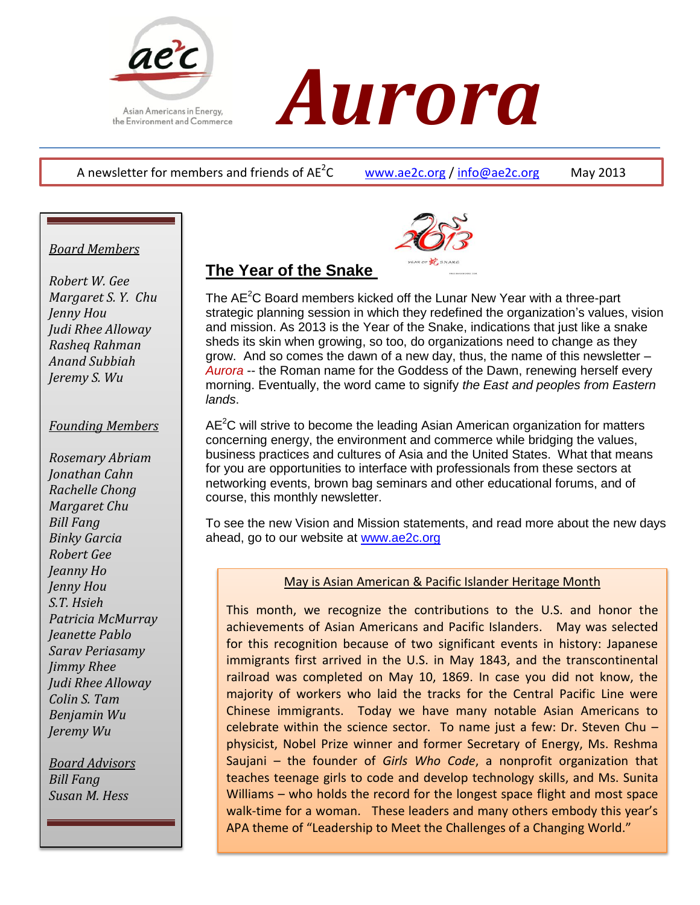# Aurora

Asian Americans in Energy, the Environment and Commerce

A newsletter for members and friends of AE$^2$C    www.ae2c.org / info@ae2c.org    May 2013

*Board Members*

*Robert W. Gee*
*Margaret S. Y. Chu*
*Jenny Hou*
*Judi Rhee Alloway*
*Rasheq Rahman*
*Anand Subbiah*
*Jeremy S. Wu*

*Founding Members*

*Rosemary Abriam*
*Jonathan Cahn*
*Rachelle Chong*
*Margaret Chu*
*Bill Fang*
*Binky Garcia*
*Robert Gee*
*Jeanny Ho*
*Jenny Hou*
*S.T. Hsieh*
*Patricia McMurray*
*Jeanette Pablo*
*Sarav Periasamy*
*Jimmy Rhee*
*Judi Rhee Alloway*
*Colin S. Tam*
*Benjamin Wu*
*Jeremy Wu*

*Board Advisors*
*Bill Fang*
*Susan M. Hess*

## The Year of the Snake

The AE$^2$C Board members kicked off the Lunar New Year with a three-part strategic planning session in which they redefined the organization's values, vision and mission. As 2013 is the Year of the Snake, indications that just like a snake sheds its skin when growing, so too, do organizations need to change as they grow. And so comes the dawn of a new day, thus, the name of this newsletter – *Aurora* -- the Roman name for the Goddess of the Dawn, renewing herself every morning. Eventually, the word came to signify *the East and peoples from Eastern lands*.

AE$^2$C will strive to become the leading Asian American organization for matters concerning energy, the environment and commerce while bridging the values, business practices and cultures of Asia and the United States. What that means for you are opportunities to interface with professionals from these sectors at networking events, brown bag seminars and other educational forums, and of course, this monthly newsletter.

To see the new Vision and Mission statements, and read more about the new days ahead, go to our website at www.ae2c.org

### May is Asian American & Pacific Islander Heritage Month

This month, we recognize the contributions to the U.S. and honor the achievements of Asian Americans and Pacific Islanders. May was selected for this recognition because of two significant events in history: Japanese immigrants first arrived in the U.S. in May 1843, and the transcontinental railroad was completed on May 10, 1869. In case you did not know, the majority of workers who laid the tracks for the Central Pacific Line were Chinese immigrants. Today we have many notable Asian Americans to celebrate within the science sector. To name just a few: Dr. Steven Chu – physicist, Nobel Prize winner and former Secretary of Energy, Ms. Reshma Saujani – the founder of *Girls Who Code*, a nonprofit organization that teaches teenage girls to code and develop technology skills, and Ms. Sunita Williams – who holds the record for the longest space flight and most space walk-time for a woman. These leaders and many others embody this year's APA theme of "Leadership to Meet the Challenges of a Changing World."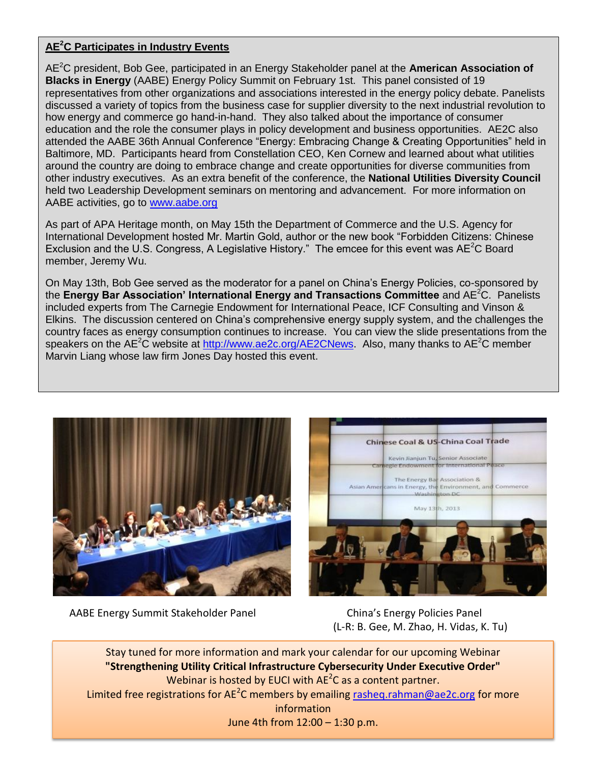## AE²C Participates in Industry Events

AE²C president, Bob Gee, participated in an Energy Stakeholder panel at the **American Association of Blacks in Energy** (AABE) Energy Policy Summit on February 1st. This panel consisted of 19 representatives from other organizations and associations interested in the energy policy debate. Panelists discussed a variety of topics from the business case for supplier diversity to the next industrial revolution to how energy and commerce go hand-in-hand. They also talked about the importance of consumer education and the role the consumer plays in policy development and business opportunities. AE2C also attended the AABE 36th Annual Conference "Energy: Embracing Change & Creating Opportunities" held in Baltimore, MD. Participants heard from Constellation CEO, Ken Cornew and learned about what utilities around the country are doing to embrace change and create opportunities for diverse communities from other industry executives. As an extra benefit of the conference, the **National Utilities Diversity Council** held two Leadership Development seminars on mentoring and advancement. For more information on AABE activities, go to www.aabe.org

As part of APA Heritage month, on May 15th the Department of Commerce and the U.S. Agency for International Development hosted Mr. Martin Gold, author or the new book "Forbidden Citizens: Chinese Exclusion and the U.S. Congress, A Legislative History." The emcee for this event was AE²C Board member, Jeremy Wu.

On May 13th, Bob Gee served as the moderator for a panel on China's Energy Policies, co-sponsored by the **Energy Bar Association' International Energy and Transactions Committee** and AE²C. Panelists included experts from The Carnegie Endowment for International Peace, ICF Consulting and Vinson & Elkins. The discussion centered on China's comprehensive energy supply system, and the challenges the country faces as energy consumption continues to increase. You can view the slide presentations from the speakers on the AE²C website at http://www.ae2c.org/AE2CNews. Also, many thanks to AE²C member Marvin Liang whose law firm Jones Day hosted this event.

AABE Energy Summit Stakeholder Panel

China's Energy Policies Panel
(L-R: B. Gee, M. Zhao, H. Vidas, K. Tu)

Stay tuned for more information and mark your calendar for our upcoming Webinar
**"Strengthening Utility Critical Infrastructure Cybersecurity Under Executive Order"**
Webinar is hosted by EUCI with AE²C as a content partner.
Limited free registrations for AE²C members by emailing rasheq.rahman@ae2c.org for more information
June 4th from 12:00 – 1:30 p.m.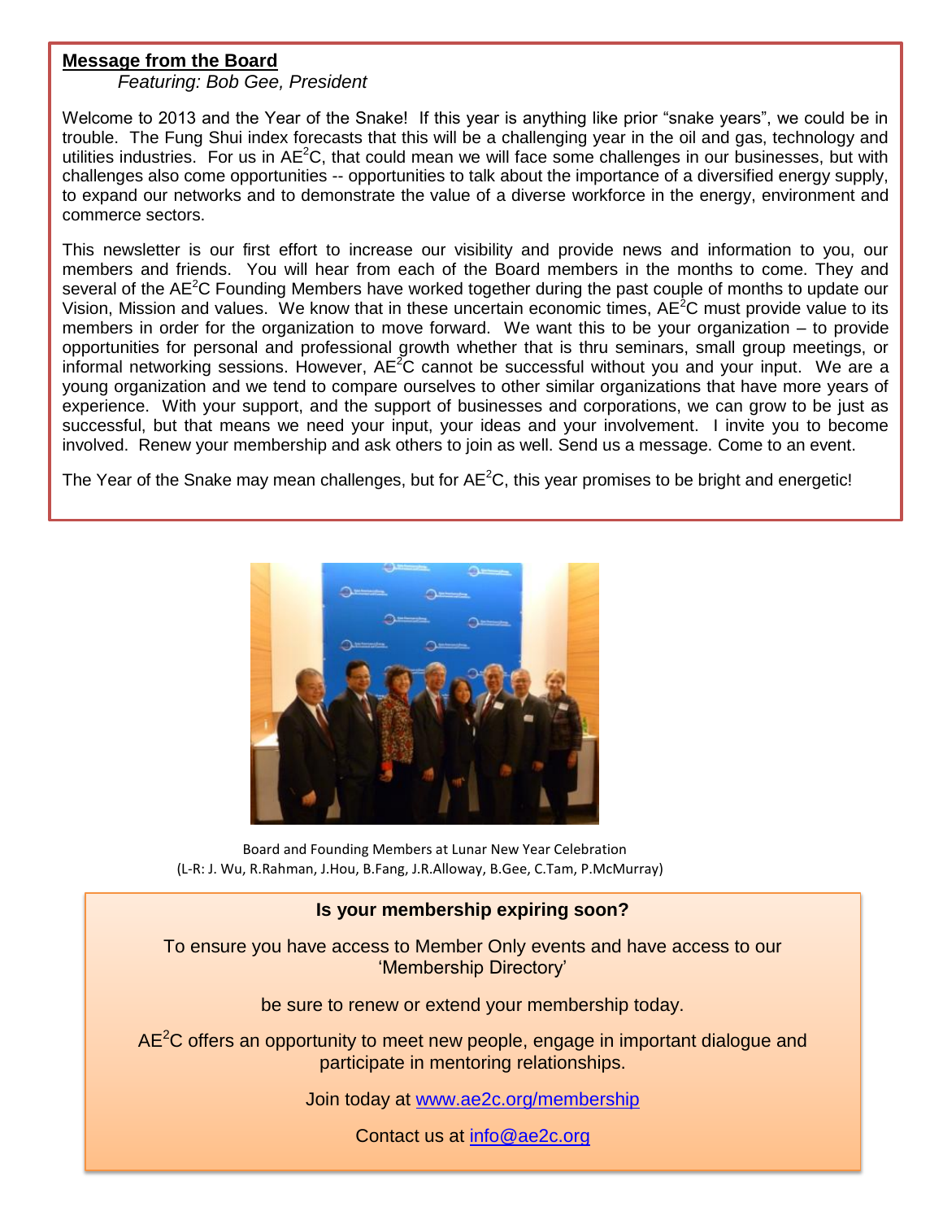## Message from the Board

*Featuring: Bob Gee, President*

Welcome to 2013 and the Year of the Snake! If this year is anything like prior "snake years", we could be in trouble. The Fung Shui index forecasts that this will be a challenging year in the oil and gas, technology and utilities industries. For us in $AE^2C$, that could mean we will face some challenges in our businesses, but with challenges also come opportunities -- opportunities to talk about the importance of a diversified energy supply, to expand our networks and to demonstrate the value of a diverse workforce in the energy, environment and commerce sectors.

This newsletter is our first effort to increase our visibility and provide news and information to you, our members and friends. You will hear from each of the Board members in the months to come. They and several of the $AE^2C$ Founding Members have worked together during the past couple of months to update our Vision, Mission and values. We know that in these uncertain economic times, $AE^2C$ must provide value to its members in order for the organization to move forward. We want this to be your organization – to provide opportunities for personal and professional growth whether that is thru seminars, small group meetings, or informal networking sessions. However, $AE^2C$ cannot be successful without you and your input. We are a young organization and we tend to compare ourselves to other similar organizations that have more years of experience. With your support, and the support of businesses and corporations, we can grow to be just as successful, but that means we need your input, your ideas and your involvement. I invite you to become involved. Renew your membership and ask others to join as well. Send us a message. Come to an event.

The Year of the Snake may mean challenges, but for $AE^2C$, this year promises to be bright and energetic!

Board and Founding Members at Lunar New Year Celebration
(L-R: J. Wu, R.Rahman, J.Hou, B.Fang, J.R.Alloway, B.Gee, C.Tam, P.McMurray)

**Is your membership expiring soon?**

To ensure you have access to Member Only events and have access to our 'Membership Directory'

be sure to renew or extend your membership today.

$AE^2C$ offers an opportunity to meet new people, engage in important dialogue and participate in mentoring relationships.

Join today at www.ae2c.org/membership

Contact us at info@ae2c.org